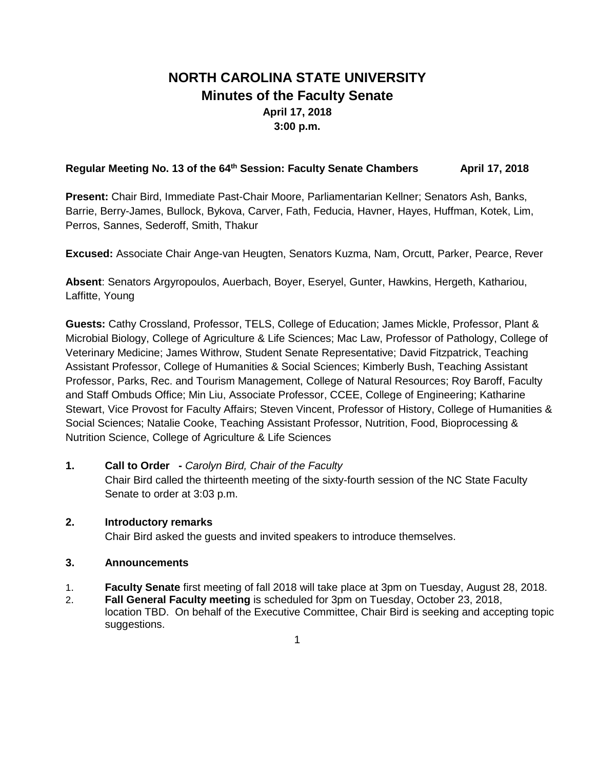# NORTH CAROLINA STATE UNIVERSITY
## Minutes of the Faculty Senate
### April 17, 2018
### 3:00 p.m.

**Regular Meeting No. 13 of the 64th Session: Faculty Senate Chambers April 17, 2018**

**Present:** Chair Bird, Immediate Past-Chair Moore, Parliamentarian Kellner; Senators Ash, Banks, Barrie, Berry-James, Bullock, Bykova, Carver, Fath, Feducia, Havner, Hayes, Huffman, Kotek, Lim, Perros, Sannes, Sederoff, Smith, Thakur

**Excused:** Associate Chair Ange-van Heugten, Senators Kuzma, Nam, Orcutt, Parker, Pearce, Rever

**Absent**: Senators Argyropoulos, Auerbach, Boyer, Eseryel, Gunter, Hawkins, Hergeth, Kathariou, Laffitte, Young

**Guests:** Cathy Crossland, Professor, TELS, College of Education; James Mickle, Professor, Plant & Microbial Biology, College of Agriculture & Life Sciences; Mac Law, Professor of Pathology, College of Veterinary Medicine; James Withrow, Student Senate Representative; David Fitzpatrick, Teaching Assistant Professor, College of Humanities & Social Sciences; Kimberly Bush, Teaching Assistant Professor, Parks, Rec. and Tourism Management, College of Natural Resources; Roy Baroff, Faculty and Staff Ombuds Office; Min Liu, Associate Professor, CCEE, College of Engineering; Katharine Stewart, Vice Provost for Faculty Affairs; Steven Vincent, Professor of History, College of Humanities & Social Sciences; Natalie Cooke, Teaching Assistant Professor, Nutrition, Food, Bioprocessing & Nutrition Science, College of Agriculture & Life Sciences

**1. Call to Order -** *Carolyn Bird, Chair of the Faculty*

Chair Bird called the thirteenth meeting of the sixty-fourth session of the NC State Faculty Senate to order at 3:03 p.m.

**2. Introductory remarks**

Chair Bird asked the guests and invited speakers to introduce themselves.

**3. Announcements**

1. **Faculty Senate** first meeting of fall 2018 will take place at 3pm on Tuesday, August 28, 2018.
2. **Fall General Faculty meeting** is scheduled for 3pm on Tuesday, October 23, 2018, location TBD. On behalf of the Executive Committee, Chair Bird is seeking and accepting topic suggestions.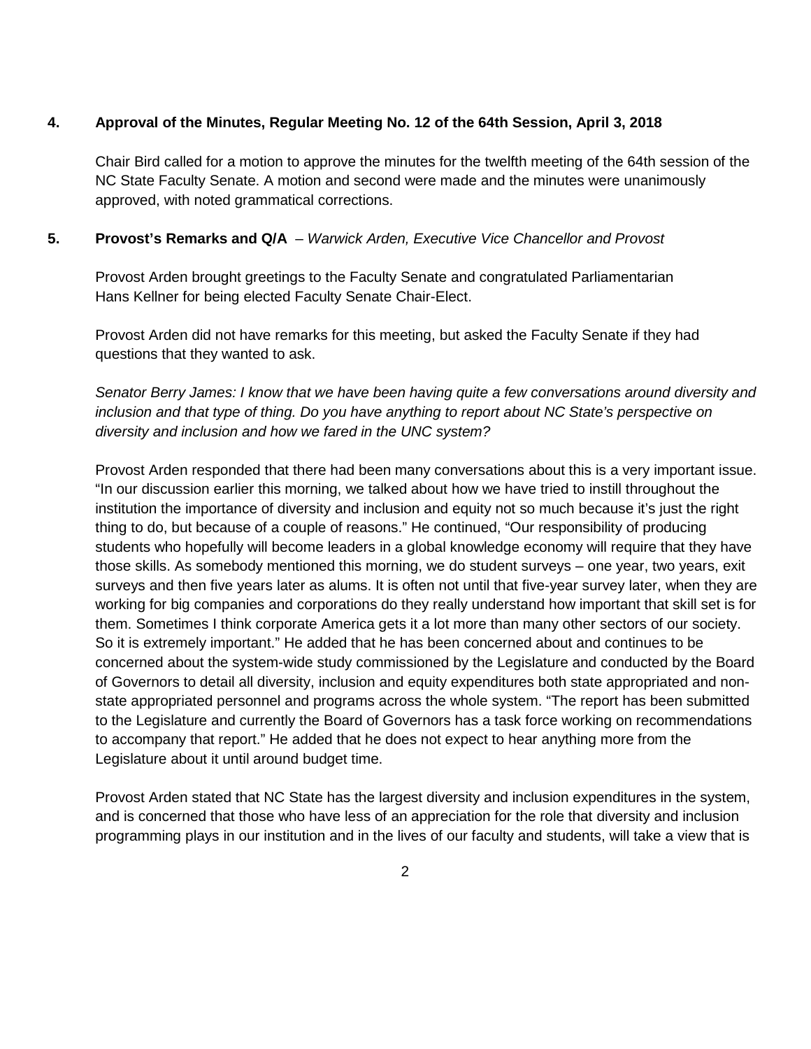### 4. Approval of the Minutes, Regular Meeting No. 12 of the 64th Session, April 3, 2018

Chair Bird called for a motion to approve the minutes for the twelfth meeting of the 64th session of the NC State Faculty Senate. A motion and second were made and the minutes were unanimously approved, with noted grammatical corrections.

### 5. Provost's Remarks and Q/A – *Warwick Arden, Executive Vice Chancellor and Provost*

Provost Arden brought greetings to the Faculty Senate and congratulated Parliamentarian Hans Kellner for being elected Faculty Senate Chair-Elect.

Provost Arden did not have remarks for this meeting, but asked the Faculty Senate if they had questions that they wanted to ask.

*Senator Berry James: I know that we have been having quite a few conversations around diversity and inclusion and that type of thing. Do you have anything to report about NC State's perspective on diversity and inclusion and how we fared in the UNC system?*

Provost Arden responded that there had been many conversations about this is a very important issue. "In our discussion earlier this morning, we talked about how we have tried to instill throughout the institution the importance of diversity and inclusion and equity not so much because it's just the right thing to do, but because of a couple of reasons." He continued, "Our responsibility of producing students who hopefully will become leaders in a global knowledge economy will require that they have those skills. As somebody mentioned this morning, we do student surveys – one year, two years, exit surveys and then five years later as alums. It is often not until that five-year survey later, when they are working for big companies and corporations do they really understand how important that skill set is for them. Sometimes I think corporate America gets it a lot more than many other sectors of our society. So it is extremely important." He added that he has been concerned about and continues to be concerned about the system-wide study commissioned by the Legislature and conducted by the Board of Governors to detail all diversity, inclusion and equity expenditures both state appropriated and non-state appropriated personnel and programs across the whole system. "The report has been submitted to the Legislature and currently the Board of Governors has a task force working on recommendations to accompany that report." He added that he does not expect to hear anything more from the Legislature about it until around budget time.

Provost Arden stated that NC State has the largest diversity and inclusion expenditures in the system, and is concerned that those who have less of an appreciation for the role that diversity and inclusion programming plays in our institution and in the lives of our faculty and students, will take a view that is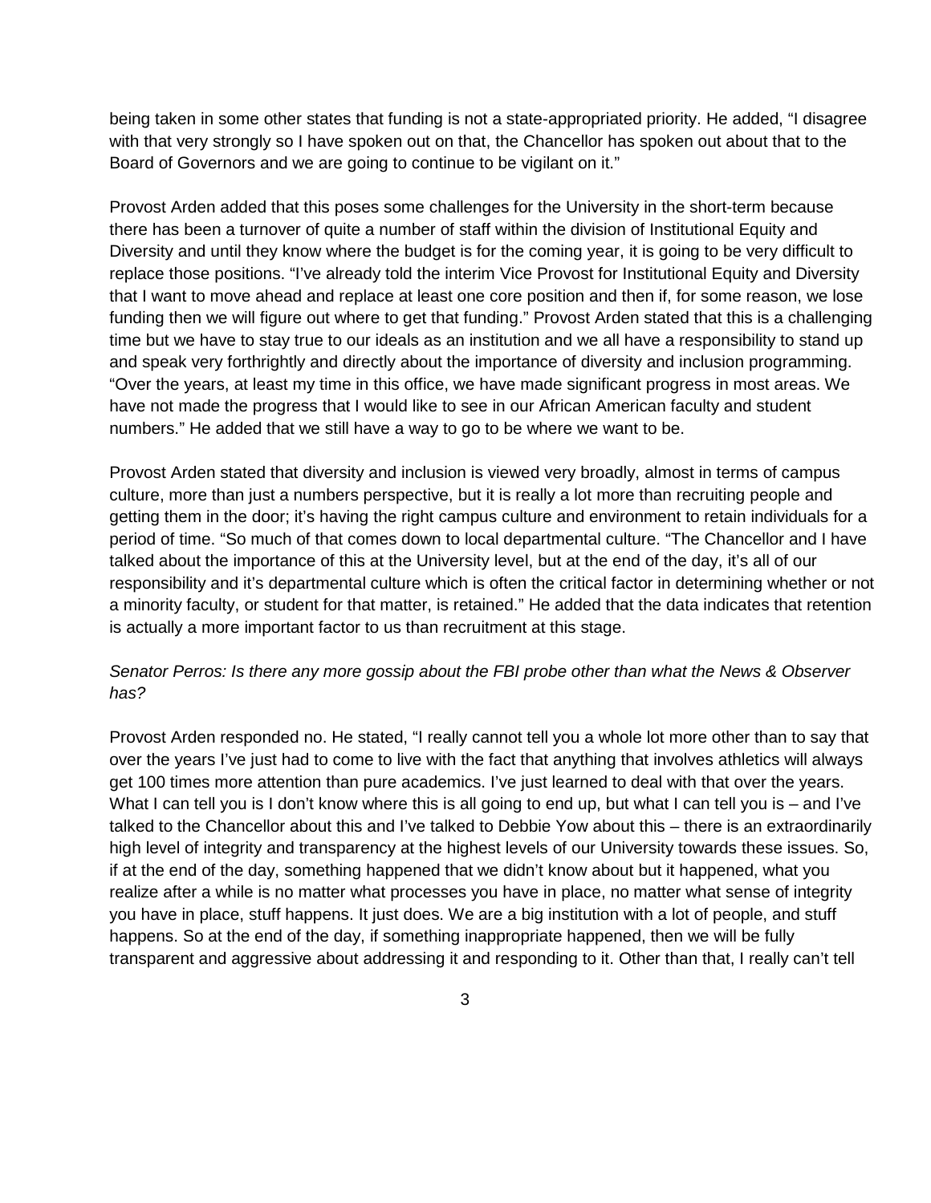being taken in some other states that funding is not a state-appropriated priority. He added, "I disagree with that very strongly so I have spoken out on that, the Chancellor has spoken out about that to the Board of Governors and we are going to continue to be vigilant on it."

Provost Arden added that this poses some challenges for the University in the short-term because there has been a turnover of quite a number of staff within the division of Institutional Equity and Diversity and until they know where the budget is for the coming year, it is going to be very difficult to replace those positions. "I've already told the interim Vice Provost for Institutional Equity and Diversity that I want to move ahead and replace at least one core position and then if, for some reason, we lose funding then we will figure out where to get that funding." Provost Arden stated that this is a challenging time but we have to stay true to our ideals as an institution and we all have a responsibility to stand up and speak very forthrightly and directly about the importance of diversity and inclusion programming. "Over the years, at least my time in this office, we have made significant progress in most areas. We have not made the progress that I would like to see in our African American faculty and student numbers." He added that we still have a way to go to be where we want to be.

Provost Arden stated that diversity and inclusion is viewed very broadly, almost in terms of campus culture, more than just a numbers perspective, but it is really a lot more than recruiting people and getting them in the door; it's having the right campus culture and environment to retain individuals for a period of time. "So much of that comes down to local departmental culture. "The Chancellor and I have talked about the importance of this at the University level, but at the end of the day, it's all of our responsibility and it's departmental culture which is often the critical factor in determining whether or not a minority faculty, or student for that matter, is retained." He added that the data indicates that retention is actually a more important factor to us than recruitment at this stage.

*Senator Perros: Is there any more gossip about the FBI probe other than what the News & Observer has?*

Provost Arden responded no. He stated, "I really cannot tell you a whole lot more other than to say that over the years I've just had to come to live with the fact that anything that involves athletics will always get 100 times more attention than pure academics. I've just learned to deal with that over the years. What I can tell you is I don't know where this is all going to end up, but what I can tell you is – and I've talked to the Chancellor about this and I've talked to Debbie Yow about this – there is an extraordinarily high level of integrity and transparency at the highest levels of our University towards these issues. So, if at the end of the day, something happened that we didn't know about but it happened, what you realize after a while is no matter what processes you have in place, no matter what sense of integrity you have in place, stuff happens. It just does. We are a big institution with a lot of people, and stuff happens. So at the end of the day, if something inappropriate happened, then we will be fully transparent and aggressive about addressing it and responding to it. Other than that, I really can't tell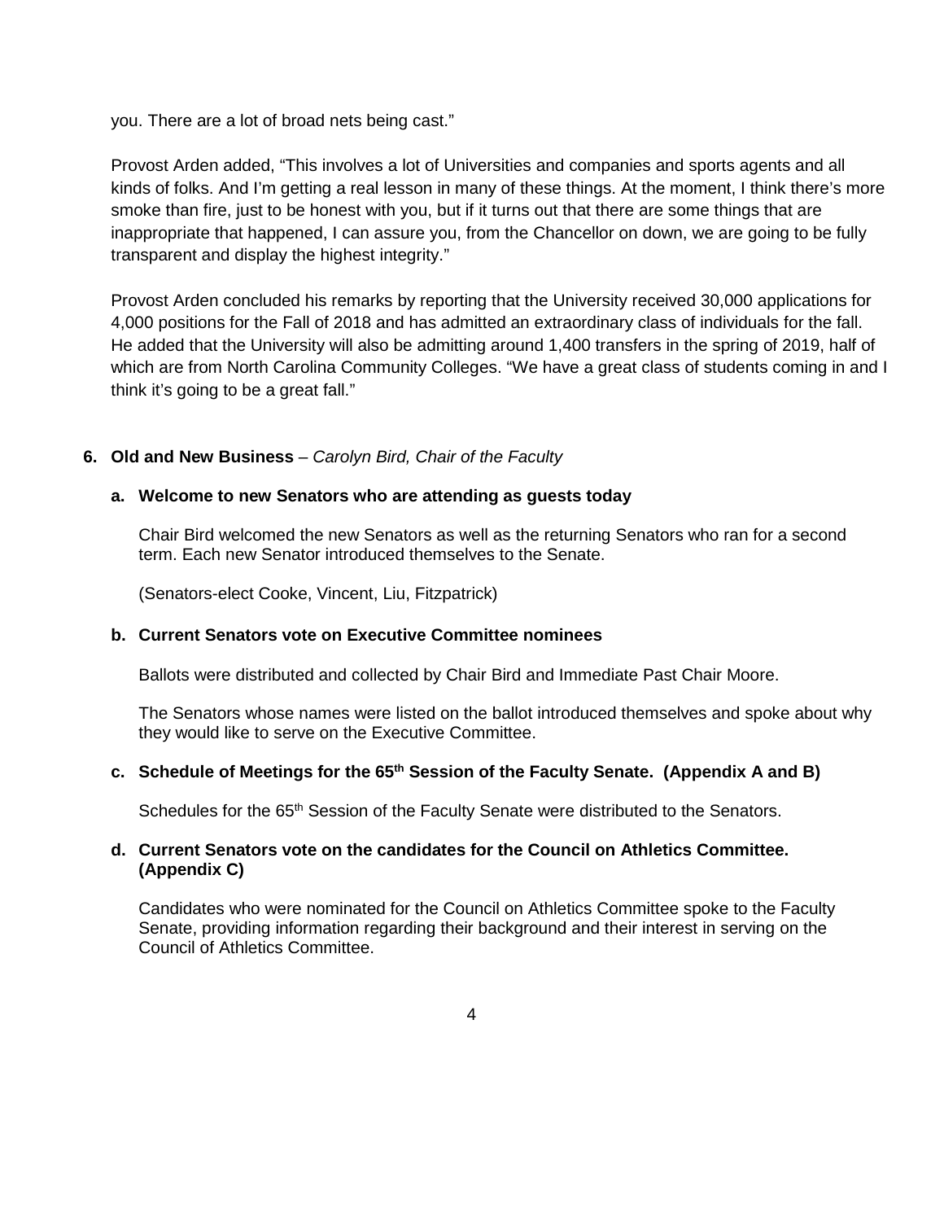you. There are a lot of broad nets being cast."

Provost Arden added, "This involves a lot of Universities and companies and sports agents and all kinds of folks. And I'm getting a real lesson in many of these things. At the moment, I think there's more smoke than fire, just to be honest with you, but if it turns out that there are some things that are inappropriate that happened, I can assure you, from the Chancellor on down, we are going to be fully transparent and display the highest integrity."

Provost Arden concluded his remarks by reporting that the University received 30,000 applications for 4,000 positions for the Fall of 2018 and has admitted an extraordinary class of individuals for the fall. He added that the University will also be admitting around 1,400 transfers in the spring of 2019, half of which are from North Carolina Community Colleges. "We have a great class of students coming in and I think it's going to be a great fall."

**6. Old and New Business** – *Carolyn Bird, Chair of the Faculty*

**a. Welcome to new Senators who are attending as guests today**

Chair Bird welcomed the new Senators as well as the returning Senators who ran for a second term. Each new Senator introduced themselves to the Senate.

(Senators-elect Cooke, Vincent, Liu, Fitzpatrick)

**b. Current Senators vote on Executive Committee nominees**

Ballots were distributed and collected by Chair Bird and Immediate Past Chair Moore.

The Senators whose names were listed on the ballot introduced themselves and spoke about why they would like to serve on the Executive Committee.

**c. Schedule of Meetings for the 65th Session of the Faculty Senate. (Appendix A and B)**

Schedules for the 65th Session of the Faculty Senate were distributed to the Senators.

**d. Current Senators vote on the candidates for the Council on Athletics Committee. (Appendix C)**

Candidates who were nominated for the Council on Athletics Committee spoke to the Faculty Senate, providing information regarding their background and their interest in serving on the Council of Athletics Committee.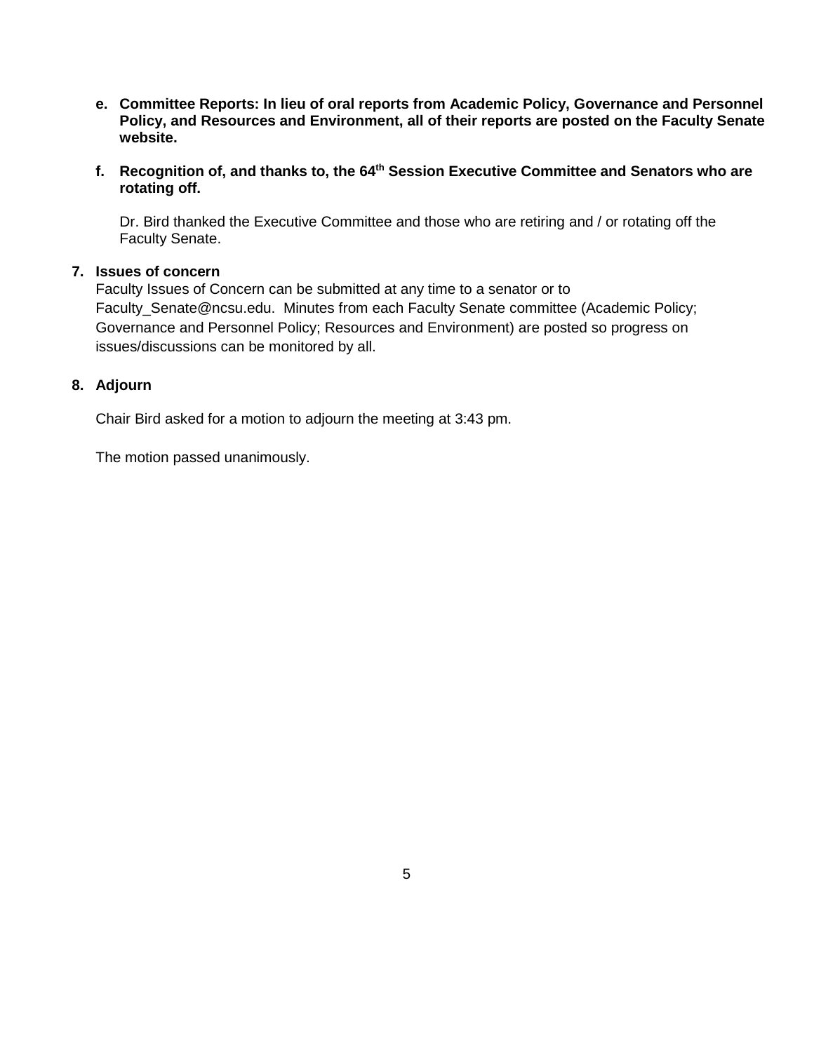**e. Committee Reports: In lieu of oral reports from Academic Policy, Governance and Personnel Policy, and Resources and Environment, all of their reports are posted on the Faculty Senate website.**

**f. Recognition of, and thanks to, the 64th Session Executive Committee and Senators who are rotating off.**

Dr. Bird thanked the Executive Committee and those who are retiring and / or rotating off the Faculty Senate.

**7. Issues of concern**

Faculty Issues of Concern can be submitted at any time to a senator or to Faculty_Senate@ncsu.edu. Minutes from each Faculty Senate committee (Academic Policy; Governance and Personnel Policy; Resources and Environment) are posted so progress on issues/discussions can be monitored by all.

**8. Adjourn**

Chair Bird asked for a motion to adjourn the meeting at 3:43 pm.

The motion passed unanimously.